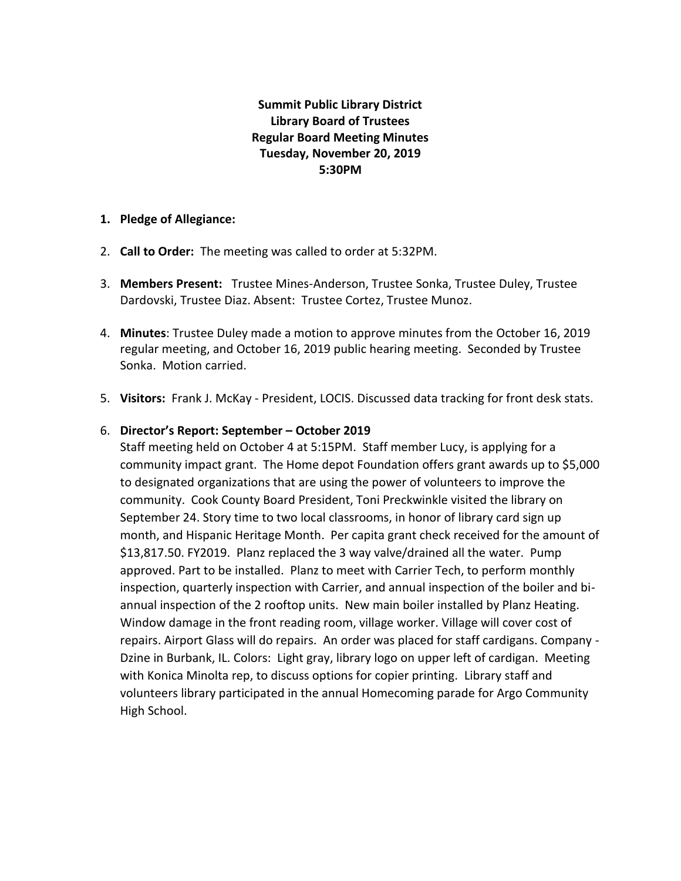**Summit Public Library District**
**Library Board of Trustees**
**Regular Board Meeting Minutes**
**Tuesday, November 20, 2019**
**5:30PM**

1. **Pledge of Allegiance:**

2. **Call to Order:** The meeting was called to order at 5:32PM.

3. **Members Present:** Trustee Mines-Anderson, Trustee Sonka, Trustee Duley, Trustee Dardovski, Trustee Diaz. Absent: Trustee Cortez, Trustee Munoz.

4. **Minutes**: Trustee Duley made a motion to approve minutes from the October 16, 2019 regular meeting, and October 16, 2019 public hearing meeting. Seconded by Trustee Sonka. Motion carried.

5. **Visitors:** Frank J. McKay - President, LOCIS. Discussed data tracking for front desk stats.

6. **Director's Report: September – October 2019**
   Staff meeting held on October 4 at 5:15PM. Staff member Lucy, is applying for a community impact grant. The Home depot Foundation offers grant awards up to $5,000 to designated organizations that are using the power of volunteers to improve the community. Cook County Board President, Toni Preckwinkle visited the library on September 24. Story time to two local classrooms, in honor of library card sign up month, and Hispanic Heritage Month. Per capita grant check received for the amount of $13,817.50. FY2019. Planz replaced the 3 way valve/drained all the water. Pump approved. Part to be installed. Planz to meet with Carrier Tech, to perform monthly inspection, quarterly inspection with Carrier, and annual inspection of the boiler and bi-annual inspection of the 2 rooftop units. New main boiler installed by Planz Heating. Window damage in the front reading room, village worker. Village will cover cost of repairs. Airport Glass will do repairs. An order was placed for staff cardigans. Company - Dzine in Burbank, IL. Colors: Light gray, library logo on upper left of cardigan. Meeting with Konica Minolta rep, to discuss options for copier printing. Library staff and volunteers library participated in the annual Homecoming parade for Argo Community High School.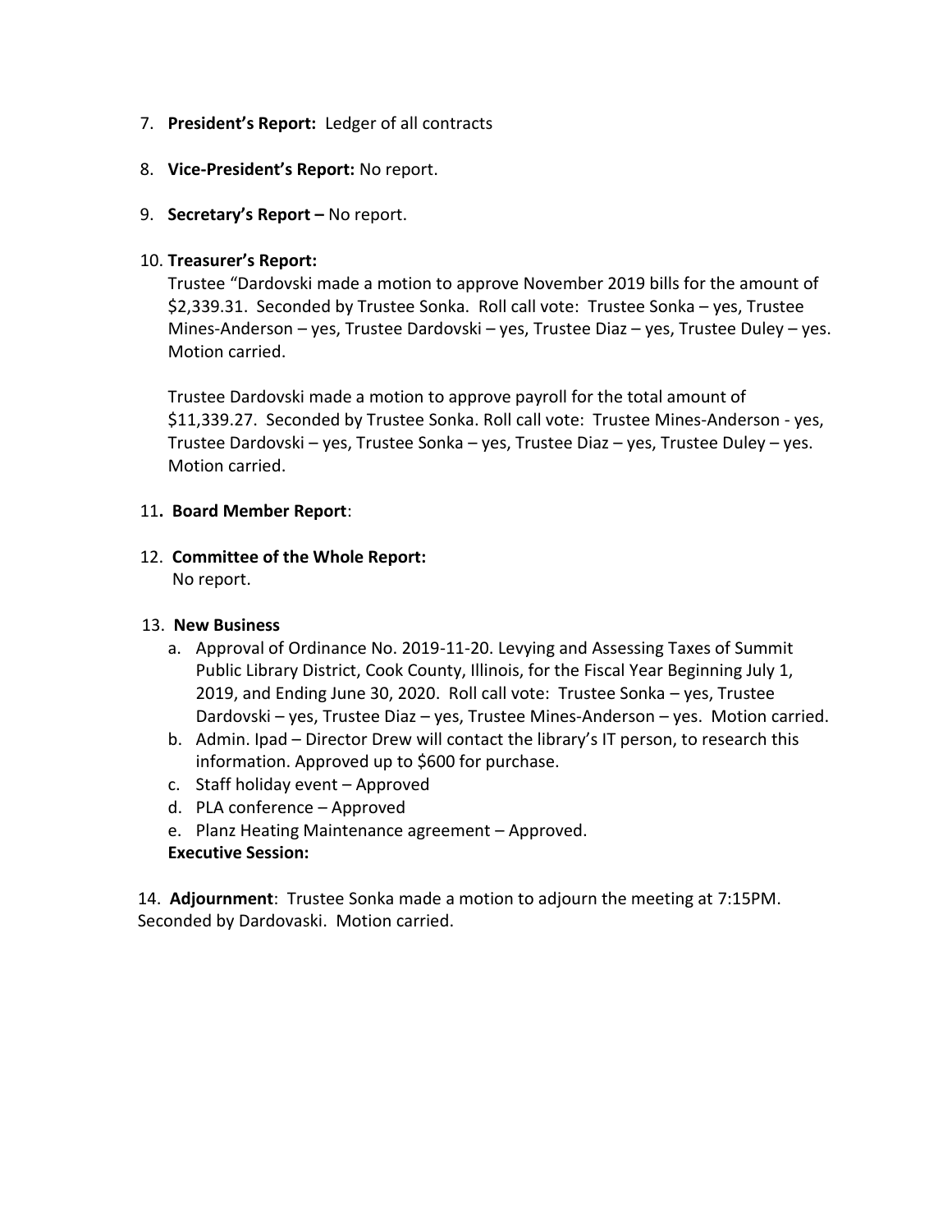7. **President's Report:** Ledger of all contracts

8. **Vice-President's Report:** No report.

9. **Secretary's Report –** No report.

10. **Treasurer's Report:**

    Trustee "Dardovski made a motion to approve November 2019 bills for the amount of $2,339.31. Seconded by Trustee Sonka. Roll call vote: Trustee Sonka – yes, Trustee Mines-Anderson – yes, Trustee Dardovski – yes, Trustee Diaz – yes, Trustee Duley – yes. Motion carried.

    Trustee Dardovski made a motion to approve payroll for the total amount of $11,339.27. Seconded by Trustee Sonka. Roll call vote: Trustee Mines-Anderson - yes, Trustee Dardovski – yes, Trustee Sonka – yes, Trustee Diaz – yes, Trustee Duley – yes. Motion carried.

11. **Board Member Report**:

12. **Committee of the Whole Report:**

    No report.

13. **New Business**

    a. Approval of Ordinance No. 2019-11-20. Levying and Assessing Taxes of Summit Public Library District, Cook County, Illinois, for the Fiscal Year Beginning July 1, 2019, and Ending June 30, 2020. Roll call vote: Trustee Sonka – yes, Trustee Dardovski – yes, Trustee Diaz – yes, Trustee Mines-Anderson – yes. Motion carried.
    b. Admin. Ipad – Director Drew will contact the library's IT person, to research this information. Approved up to $600 for purchase.
    c. Staff holiday event – Approved
    d. PLA conference – Approved
    e. Planz Heating Maintenance agreement – Approved.

    **Executive Session:**

14. **Adjournment**: Trustee Sonka made a motion to adjourn the meeting at 7:15PM. Seconded by Dardovaski. Motion carried.